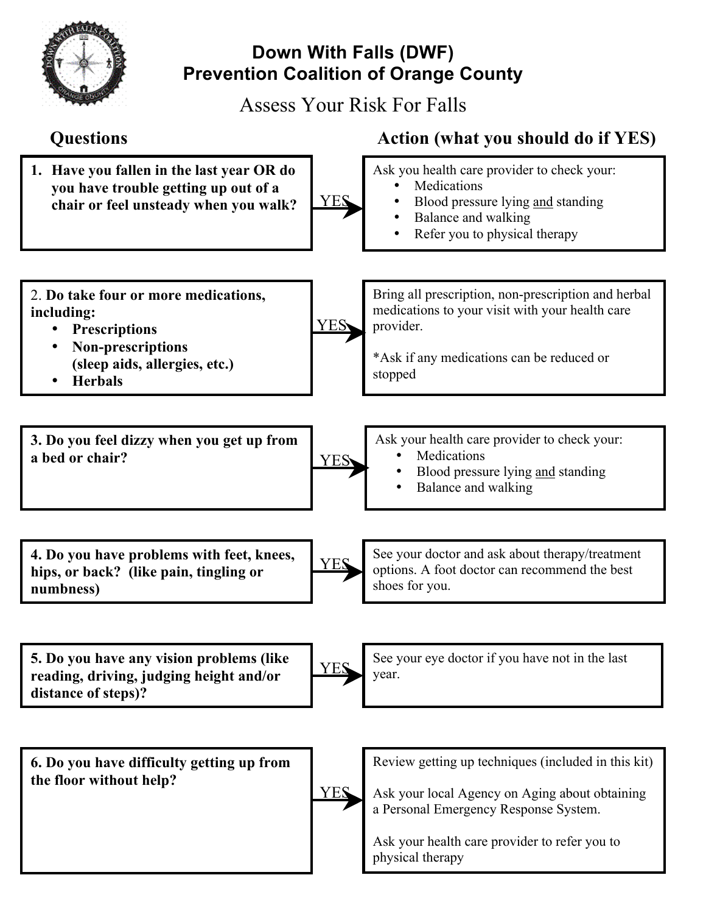# Down With Falls (DWF) Prevention Coalition of Orange County

## Assess Your Risk For Falls

| Questions | | Action (what you should do if YES) |
|---|---|---|
| **1. Have you fallen in the last year OR do you have trouble getting up out of a chair or feel unsteady when you walk?** | YES → | Ask you health care provider to check your: <br>• Medications <br>• Blood pressure lying <u>and</u> standing <br>• Balance and walking <br>• Refer you to physical therapy |
| 2. **Do take four or more medications, including:** <br>• **Prescriptions** <br>• **Non-prescriptions (sleep aids, allergies, etc.)** <br>• **Herbals** | YES → | Bring all prescription, non-prescription and herbal medications to your visit with your health care provider. <br><br>*Ask if any medications can be reduced or stopped |
| **3. Do you feel dizzy when you get up from a bed or chair?** | YES → | Ask your health care provider to check your: <br>• Medications <br>• Blood pressure lying <u>and</u> standing <br>• Balance and walking |
| **4. Do you have problems with feet, knees, hips, or back? (like pain, tingling or numbness)** | YES → | See your doctor and ask about therapy/treatment options. A foot doctor can recommend the best shoes for you. |
| **5. Do you have any vision problems (like reading, driving, judging height and/or distance of steps)?** | YES → | See your eye doctor if you have not in the last year. |
| **6. Do you have difficulty getting up from the floor without help?** | YES → | Review getting up techniques (included in this kit) <br><br>Ask your local Agency on Aging about obtaining a Personal Emergency Response System. <br><br>Ask your health care provider to refer you to physical therapy |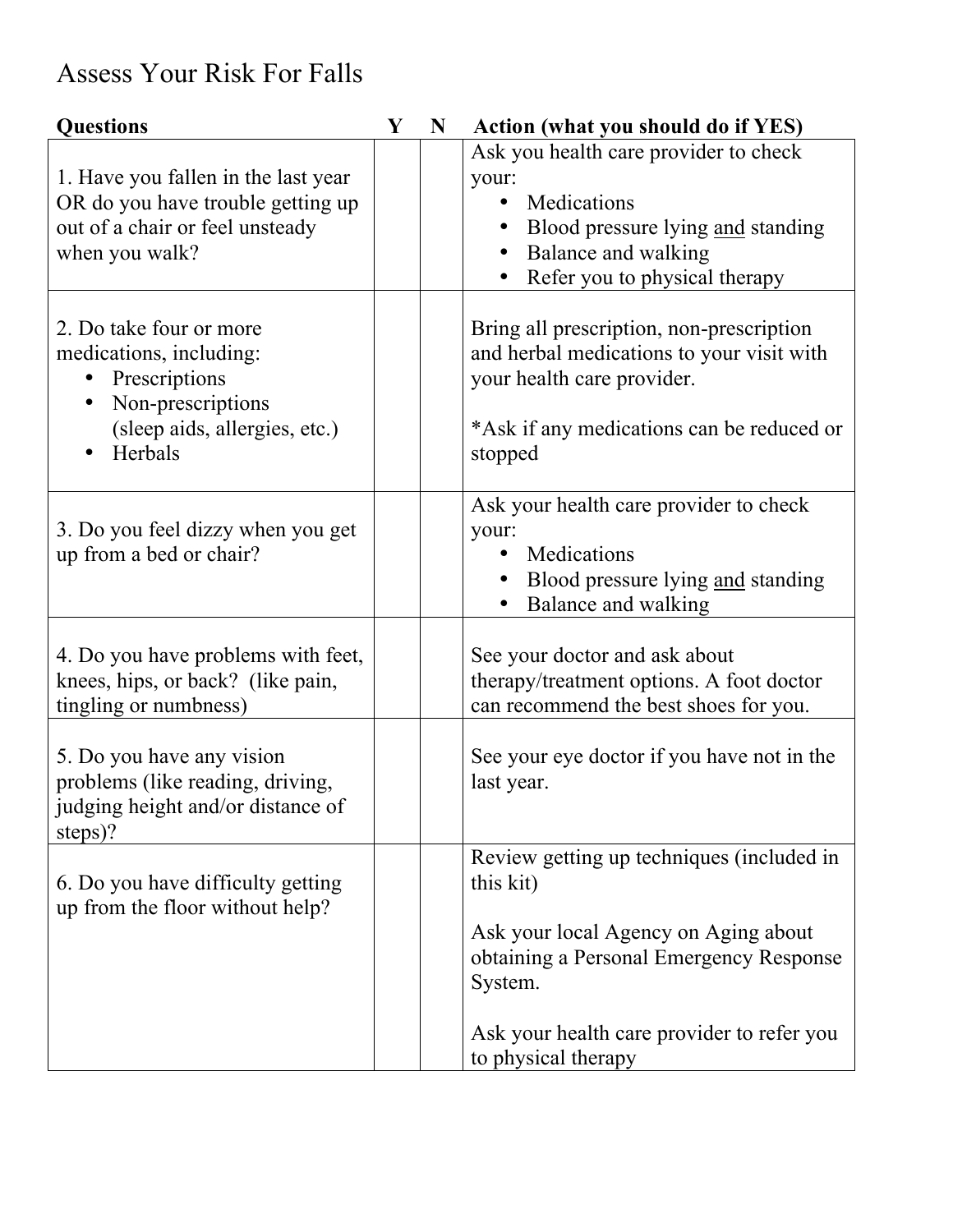# Assess Your Risk For Falls

| Questions | Y | N | Action (what you should do if YES) |
|---|---|---|---|
| 1. Have you fallen in the last year OR do you have trouble getting up out of a chair or feel unsteady when you walk? | | | Ask you health care provider to check your:<br>• Medications<br>• Blood pressure lying <u>and</u> standing<br>• Balance and walking<br>• Refer you to physical therapy |
| 2. Do take four or more medications, including:<br>• Prescriptions<br>• Non-prescriptions (sleep aids, allergies, etc.)<br>• Herbals | | | Bring all prescription, non-prescription and herbal medications to your visit with your health care provider.<br><br>*Ask if any medications can be reduced or stopped |
| 3. Do you feel dizzy when you get up from a bed or chair? | | | Ask your health care provider to check your:<br>• Medications<br>• Blood pressure lying <u>and</u> standing<br>• Balance and walking |
| 4. Do you have problems with feet, knees, hips, or back? (like pain, tingling or numbness) | | | See your doctor and ask about therapy/treatment options. A foot doctor can recommend the best shoes for you. |
| 5. Do you have any vision problems (like reading, driving, judging height and/or distance of steps)? | | | See your eye doctor if you have not in the last year. |
| 6. Do you have difficulty getting up from the floor without help? | | | Review getting up techniques (included in this kit)<br><br>Ask your local Agency on Aging about obtaining a Personal Emergency Response System.<br><br>Ask your health care provider to refer you to physical therapy |